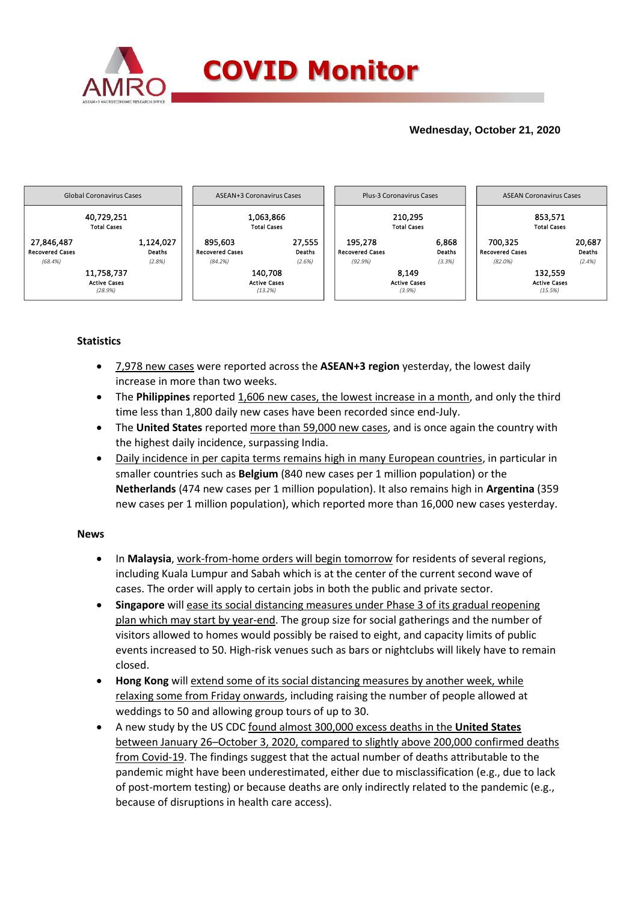# COVID Monitor

**Wednesday, October 21, 2020**

| Global Coronavirus Cases | | ASEAN+3 Coronavirus Cases | | Plus-3 Coronavirus Cases | | ASEAN Coronavirus Cases | |
|---|---|---|---|---|---|---|---|
| 40,729,251 Total Cases | | 1,063,866 Total Cases | | 210,295 Total Cases | | 853,571 Total Cases | |
| 27,846,487 Recovered Cases (68.4%) | 1,124,027 Deaths (2.8%) | 895,603 Recovered Cases (84.2%) | 27,555 Deaths (2.6%) | 195,278 Recovered Cases (92.9%) | 6,868 Deaths (3.3%) | 700,325 Recovered Cases (82.0%) | 20,687 Deaths (2.4%) |
| 11,758,737 Active Cases (28.9%) | | 140,708 Active Cases (13.2%) | | 8,149 Active Cases (3.9%) | | 132,559 Active Cases (15.5%) | |

## Statistics

- 7,978 new cases were reported across the **ASEAN+3 region** yesterday, the lowest daily increase in more than two weeks.
- The **Philippines** reported 1,606 new cases, the lowest increase in a month, and only the third time less than 1,800 daily new cases have been recorded since end-July.
- The **United States** reported more than 59,000 new cases, and is once again the country with the highest daily incidence, surpassing India.
- Daily incidence in per capita terms remains high in many European countries, in particular in smaller countries such as **Belgium** (840 new cases per 1 million population) or the **Netherlands** (474 new cases per 1 million population). It also remains high in **Argentina** (359 new cases per 1 million population), which reported more than 16,000 new cases yesterday.

## News

- In **Malaysia**, work-from-home orders will begin tomorrow for residents of several regions, including Kuala Lumpur and Sabah which is at the center of the current second wave of cases. The order will apply to certain jobs in both the public and private sector.
- **Singapore** will ease its social distancing measures under Phase 3 of its gradual reopening plan which may start by year-end. The group size for social gatherings and the number of visitors allowed to homes would possibly be raised to eight, and capacity limits of public events increased to 50. High-risk venues such as bars or nightclubs will likely have to remain closed.
- **Hong Kong** will extend some of its social distancing measures by another week, while relaxing some from Friday onwards, including raising the number of people allowed at weddings to 50 and allowing group tours of up to 30.
- A new study by the US CDC found almost 300,000 excess deaths in the **United States** between January 26–October 3, 2020, compared to slightly above 200,000 confirmed deaths from Covid-19. The findings suggest that the actual number of deaths attributable to the pandemic might have been underestimated, either due to misclassification (e.g., due to lack of post-mortem testing) or because deaths are only indirectly related to the pandemic (e.g., because of disruptions in health care access).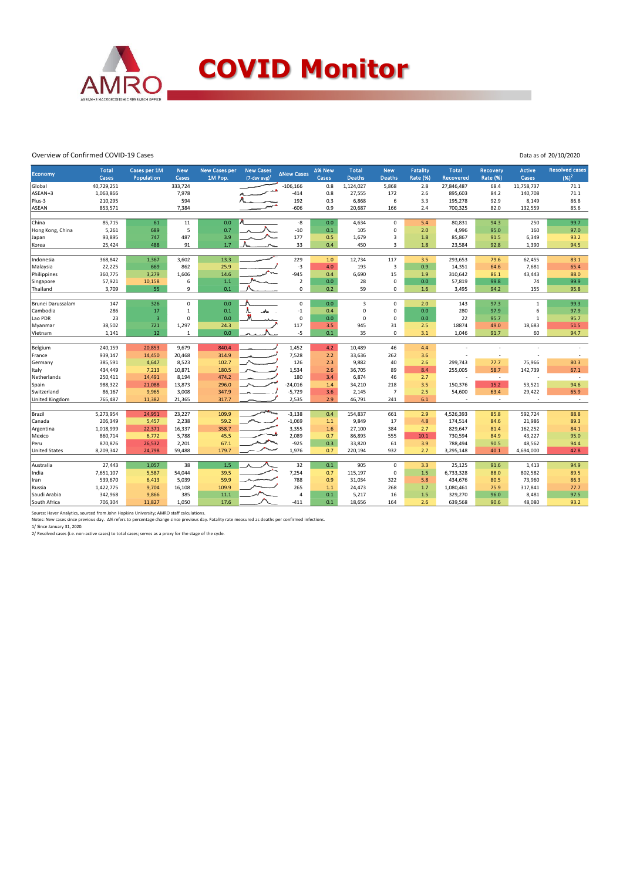# COVID Monitor

Overview of Confirmed COVID-19 Cases

Data as of 20/10/2020

| Economy | Total Cases | Cases per 1M Population | New Cases | New Cases per 1M Pop. | New Cases (7-day avg)[1] | ΔNew Cases | Δ% New Cases | Total Deaths | New Deaths | Fatality Rate (%) | Total Recovered | Recovery Rate (%) | Active Cases | Resolved cases (%)[2] |
|---|---|---|---|---|---|---|---|---|---|---|---|---|---|---|
| Global | 40,729,251 | | 333,724 | | | -106,166 | 0.8 | 1,124,027 | 5,868 | 2.8 | 27,846,487 | 68.4 | 11,758,737 | 71.1 |
| ASEAN+3 | 1,063,866 | | 7,978 | | | -414 | 0.8 | 27,555 | 172 | 2.6 | 895,603 | 84.2 | 140,708 | 71.1 |
| Plus-3 | 210,295 | | 594 | | | 192 | 0.3 | 6,868 | 6 | 3.3 | 195,278 | 92.9 | 8,149 | 86.8 |
| ASEAN | 853,571 | | 7,384 | | | -606 | 0.9 | 20,687 | 166 | 2.4 | 700,325 | 82.0 | 132,559 | 85.6 |
| | | | | | | | | | | | | | | |
| China | 85,715 | 61 | 11 | 0.0 | | -8 | 0.0 | 4,634 | 0 | 5.4 | 80,831 | 94.3 | 250 | 99.7 |
| Hong Kong, China | 5,261 | 689 | 5 | 0.7 | | -10 | 0.1 | 105 | 0 | 2.0 | 4,996 | 95.0 | 160 | 97.0 |
| Japan | 93,895 | 747 | 487 | 3.9 | | 177 | 0.5 | 1,679 | 3 | 1.8 | 85,867 | 91.5 | 6,349 | 93.2 |
| Korea | 25,424 | 488 | 91 | 1.7 | | 33 | 0.4 | 450 | 3 | 1.8 | 23,584 | 92.8 | 1,390 | 94.5 |
| | | | | | | | | | | | | | | |
| Indonesia | 368,842 | 1,367 | 3,602 | 13.3 | | 229 | 1.0 | 12,734 | 117 | 3.5 | 293,653 | 79.6 | 62,455 | 83.1 |
| Malaysia | 22,225 | 669 | 862 | 25.9 | | -3 | 4.0 | 193 | 3 | 0.9 | 14,351 | 64.6 | 7,681 | 65.4 |
| Philippines | 360,775 | 3,279 | 1,606 | 14.6 | | -945 | 0.4 | 6,690 | 15 | 1.9 | 310,642 | 86.1 | 43,443 | 88.0 |
| Singapore | 57,921 | 10,158 | 6 | 1.1 | | 2 | 0.0 | 28 | 0 | 0.0 | 57,819 | 99.8 | 74 | 99.9 |
| Thailand | 3,709 | 55 | 9 | 0.1 | | 0 | 0.2 | 59 | 0 | 1.6 | 3,495 | 94.2 | 155 | 95.8 |
| | | | | | | | | | | | | | | |
| Brunei Darussalam | 147 | 326 | 0 | 0.0 | | 0 | 0.0 | 3 | 0 | 2.0 | 143 | 97.3 | 1 | 99.3 |
| Cambodia | 286 | 17 | 1 | 0.1 | | -1 | 0.4 | 0 | 0 | 0.0 | 280 | 97.9 | 6 | 97.9 |
| Lao PDR | 23 | 3 | 0 | 0.0 | | 0 | 0.0 | 0 | 0 | 0.0 | 22 | 95.7 | 1 | 95.7 |
| Myanmar | 38,502 | 721 | 1,297 | 24.3 | | 117 | 3.5 | 945 | 31 | 2.5 | 18874 | 49.0 | 18,683 | 51.5 |
| Vietnam | 1,141 | 12 | 1 | 0.0 | | -5 | 0.1 | 35 | 0 | 3.1 | 1,046 | 91.7 | 60 | 94.7 |
| | | | | | | | | | | | | | | |
| Belgium | 240,159 | 20,853 | 9,679 | 840.4 | | 1,452 | 4.2 | 10,489 | 46 | 4.4 | - | - | - | - |
| France | 939,147 | 14,450 | 20,468 | 314.9 | | 7,528 | 2.2 | 33,636 | 262 | 3.6 | - | - | - | - |
| Germany | 385,591 | 4,647 | 8,523 | 102.7 | | 126 | 2.3 | 9,882 | 40 | 2.6 | 299,743 | 77.7 | 75,966 | 80.3 |
| Italy | 434,449 | 7,213 | 10,871 | 180.5 | | 1,534 | 2.6 | 36,705 | 89 | 8.4 | 255,005 | 58.7 | 142,739 | 67.1 |
| Netherlands | 250,411 | 14,491 | 8,194 | 474.2 | | 180 | 3.4 | 6,874 | 46 | 2.7 | - | - | - | - |
| Spain | 988,322 | 21,088 | 13,873 | 296.0 | | -24,016 | 1.4 | 34,210 | 218 | 3.5 | 150,376 | 15.2 | 53,521 | 94.6 |
| Switzerland | 86,167 | 9,965 | 3,008 | 347.9 | | -5,729 | 3.6 | 2,145 | 7 | 2.5 | 54,600 | 63.4 | 29,422 | 65.9 |
| United Kingdom | 765,487 | 11,382 | 21,365 | 317.7 | | 2,535 | 2.9 | 46,791 | 241 | 6.1 | - | - | - | - |
| | | | | | | | | | | | | | | |
| Brazil | 5,273,954 | 24,951 | 23,227 | 109.9 | | -3,138 | 0.4 | 154,837 | 661 | 2.9 | 4,526,393 | 85.8 | 592,724 | 88.8 |
| Canada | 206,349 | 5,457 | 2,238 | 59.2 | | -1,069 | 1.1 | 9,849 | 17 | 4.8 | 174,514 | 84.6 | 21,986 | 89.3 |
| Argentina | 1,018,999 | 22,371 | 16,337 | 358.7 | | 3,355 | 1.6 | 27,100 | 384 | 2.7 | 829,647 | 81.4 | 162,252 | 84.1 |
| Mexico | 860,714 | 6,772 | 5,788 | 45.5 | | 2,089 | 0.7 | 86,893 | 555 | 10.1 | 730,594 | 84.9 | 43,227 | 95.0 |
| Peru | 870,876 | 26,532 | 2,201 | 67.1 | | -925 | 0.3 | 33,820 | 61 | 3.9 | 788,494 | 90.5 | 48,562 | 94.4 |
| United States | 8,209,342 | 24,798 | 59,488 | 179.7 | | 1,976 | 0.7 | 220,194 | 932 | 2.7 | 3,295,148 | 40.1 | 4,694,000 | 42.8 |
| | | | | | | | | | | | | | | |
| Australia | 27,443 | 1,057 | 38 | 1.5 | | 32 | 0.1 | 905 | 0 | 3.3 | 25,125 | 91.6 | 1,413 | 94.9 |
| India | 7,651,107 | 5,587 | 54,044 | 39.5 | | 7,254 | 0.7 | 115,197 | 0 | 1.5 | 6,733,328 | 88.0 | 802,582 | 89.5 |
| Iran | 539,670 | 6,413 | 5,039 | 59.9 | | 788 | 0.9 | 31,034 | 322 | 5.8 | 434,676 | 80.5 | 73,960 | 86.3 |
| Russia | 1,422,775 | 9,704 | 16,108 | 109.9 | | 265 | 1.1 | 24,473 | 268 | 1.7 | 1,080,461 | 75.9 | 317,841 | 77.7 |
| Saudi Arabia | 342,968 | 9,866 | 385 | 11.1 | | 4 | 0.1 | 5,217 | 16 | 1.5 | 329,270 | 96.0 | 8,481 | 97.5 |
| South Africa | 706,304 | 11,827 | 1,050 | 17.6 | | -411 | 0.1 | 18,656 | 164 | 2.6 | 639,568 | 90.6 | 48,080 | 93.2 |

Source: Haver Analytics, sourced from John Hopkins University; AMRO staff calculations.
Notes: New cases since previous day. Δ% refers to percentage change since previous day. Fatality rate measured as deaths per confirmed infections.
1/ Since January 31, 2020.
2/ Resolved cases (i.e. non-active cases) to total cases; serves as a proxy for the stage of the cycle.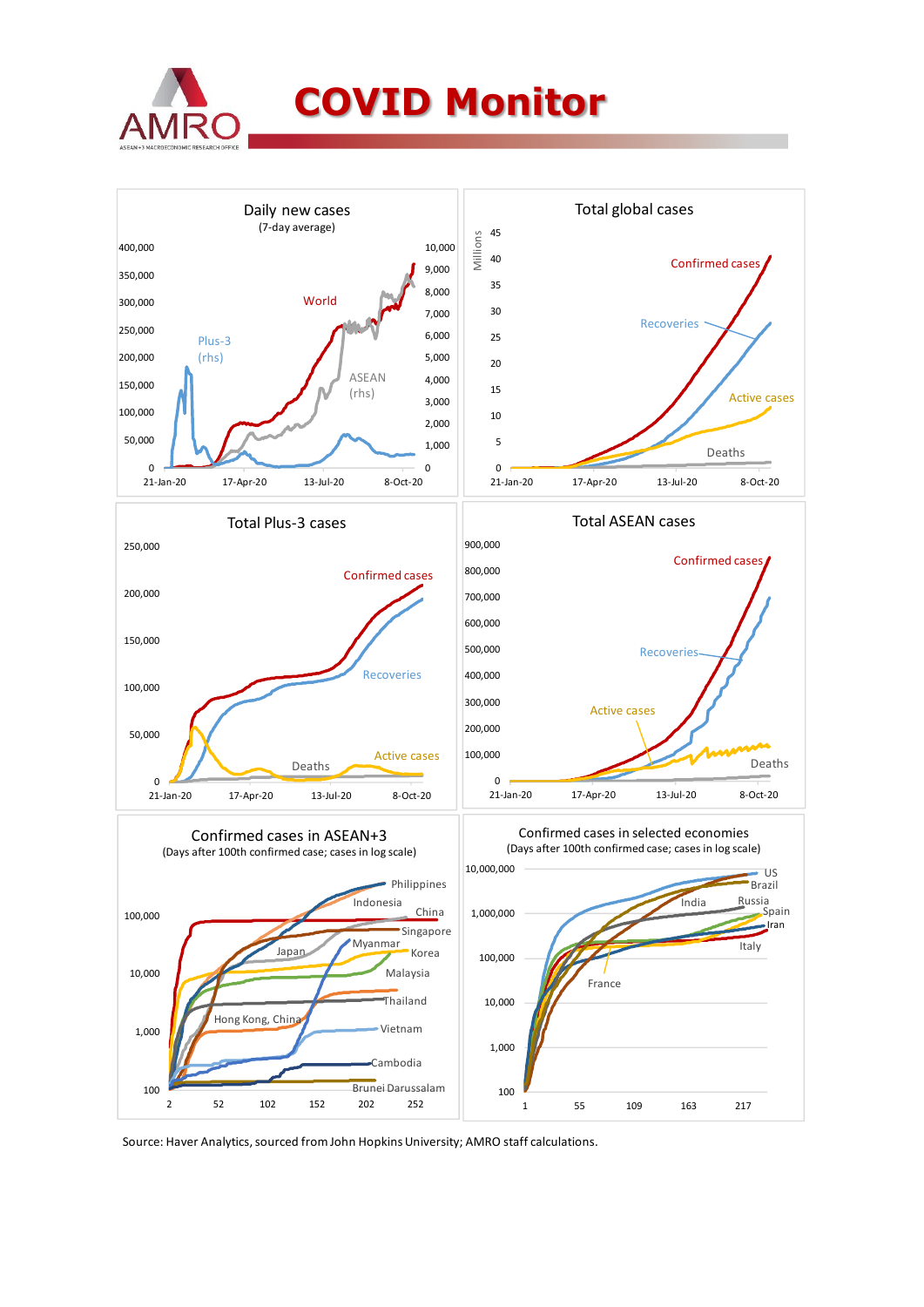# COVID Monitor

AMRO
ASEAN+3 MACROECONOMIC RESEARCH OFFICE

Daily new cases
(7-day average)

400,000
350,000
300,000
250,000
200,000
150,000
100,000
50,000
0

10,000
9,000
8,000
7,000
6,000
5,000
4,000
3,000
2,000
1,000
0

World
Plus-3 (rhs)
ASEAN (rhs)

21-Jan-20 17-Apr-20 13-Jul-20 8-Oct-20

Total global cases

Millions
45
40
35
30
25
20
15
10
5
0

Confirmed cases
Recoveries
Active cases
Deaths

21-Jan-20 17-Apr-20 13-Jul-20 8-Oct-20

Total Plus-3 cases

250,000
200,000
150,000
100,000
50,000
0

Confirmed cases
Recoveries
Deaths
Active cases

21-Jan-20 17-Apr-20 13-Jul-20 8-Oct-20

Total ASEAN cases

900,000
800,000
700,000
600,000
500,000
400,000
300,000
200,000
100,000
0

Confirmed cases
Recoveries
Active cases
Deaths

21-Jan-20 17-Apr-20 13-Jul-20 8-Oct-20

Confirmed cases in ASEAN+3
(Days after 100th confirmed case; cases in log scale)

100,000
10,000
1,000
100

Philippines
Indonesia
China
Singapore
Japan
Myanmar
Korea
Malaysia
Thailand
Hong Kong, China
Vietnam
Cambodia
Brunei Darussalam

2 52 102 152 202 252

Confirmed cases in selected economies
(Days after 100th confirmed case; cases in log scale)

10,000,000
1,000,000
100,000
10,000
1,000
100

US
Brazil
India
Russia
Spain
Iran
Italy
France

1 55 109 163 217

Source: Haver Analytics, sourced from John Hopkins University; AMRO staff calculations.